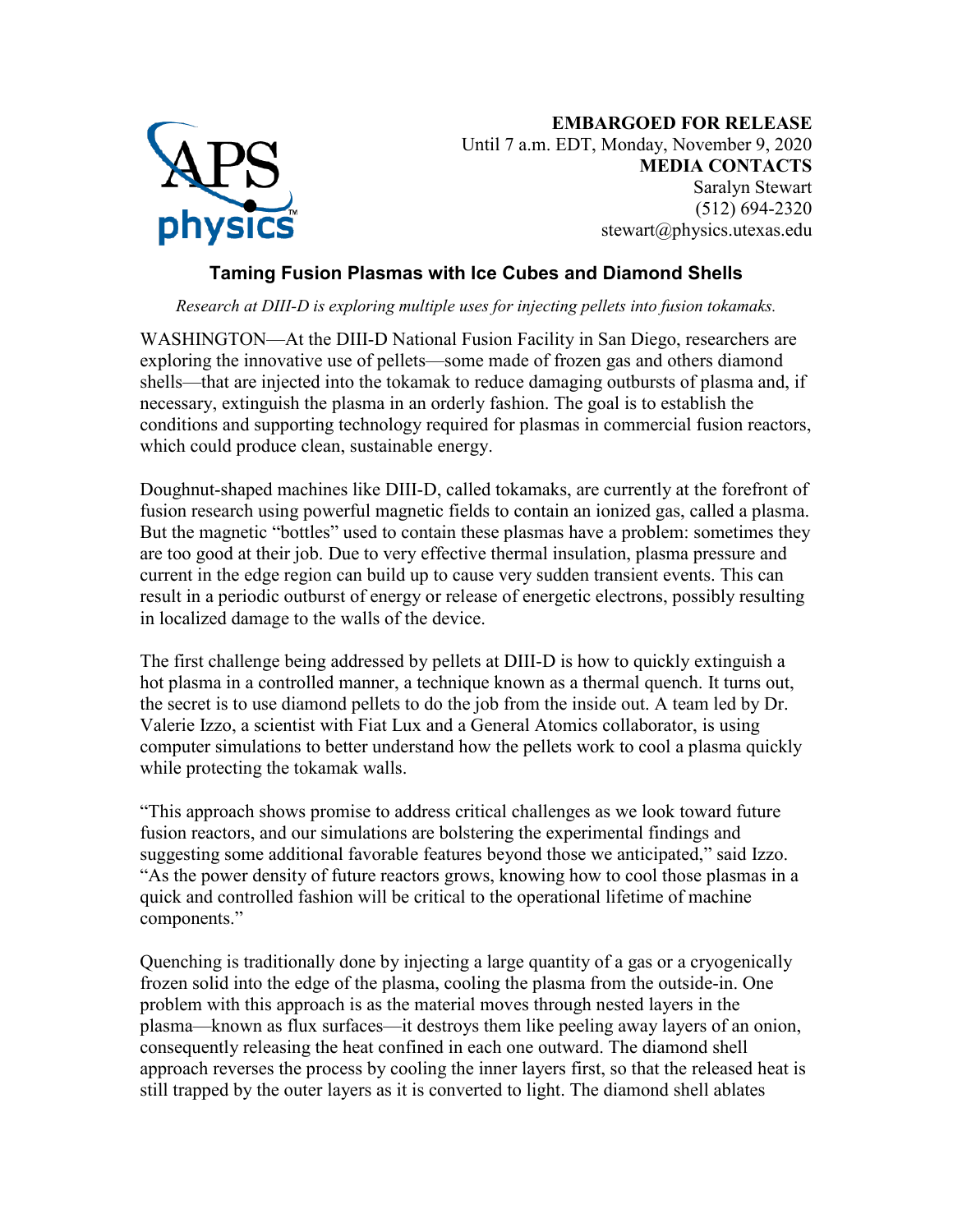**EMBARGOED FOR RELEASE**
Until 7 a.m. EDT, Monday, November 9, 2020
**MEDIA CONTACTS**
Saralyn Stewart
(512) 694-2320
stewart@physics.utexas.edu

## Taming Fusion Plasmas with Ice Cubes and Diamond Shells

*Research at DIII-D is exploring multiple uses for injecting pellets into fusion tokamaks.*

WASHINGTON—At the DIII-D National Fusion Facility in San Diego, researchers are exploring the innovative use of pellets—some made of frozen gas and others diamond shells—that are injected into the tokamak to reduce damaging outbursts of plasma and, if necessary, extinguish the plasma in an orderly fashion. The goal is to establish the conditions and supporting technology required for plasmas in commercial fusion reactors, which could produce clean, sustainable energy.

Doughnut-shaped machines like DIII-D, called tokamaks, are currently at the forefront of fusion research using powerful magnetic fields to contain an ionized gas, called a plasma. But the magnetic "bottles" used to contain these plasmas have a problem: sometimes they are too good at their job. Due to very effective thermal insulation, plasma pressure and current in the edge region can build up to cause very sudden transient events. This can result in a periodic outburst of energy or release of energetic electrons, possibly resulting in localized damage to the walls of the device.

The first challenge being addressed by pellets at DIII-D is how to quickly extinguish a hot plasma in a controlled manner, a technique known as a thermal quench. It turns out, the secret is to use diamond pellets to do the job from the inside out. A team led by Dr. Valerie Izzo, a scientist with Fiat Lux and a General Atomics collaborator, is using computer simulations to better understand how the pellets work to cool a plasma quickly while protecting the tokamak walls.

"This approach shows promise to address critical challenges as we look toward future fusion reactors, and our simulations are bolstering the experimental findings and suggesting some additional favorable features beyond those we anticipated," said Izzo. "As the power density of future reactors grows, knowing how to cool those plasmas in a quick and controlled fashion will be critical to the operational lifetime of machine components."

Quenching is traditionally done by injecting a large quantity of a gas or a cryogenically frozen solid into the edge of the plasma, cooling the plasma from the outside-in. One problem with this approach is as the material moves through nested layers in the plasma—known as flux surfaces—it destroys them like peeling away layers of an onion, consequently releasing the heat confined in each one outward. The diamond shell approach reverses the process by cooling the inner layers first, so that the released heat is still trapped by the outer layers as it is converted to light. The diamond shell ablates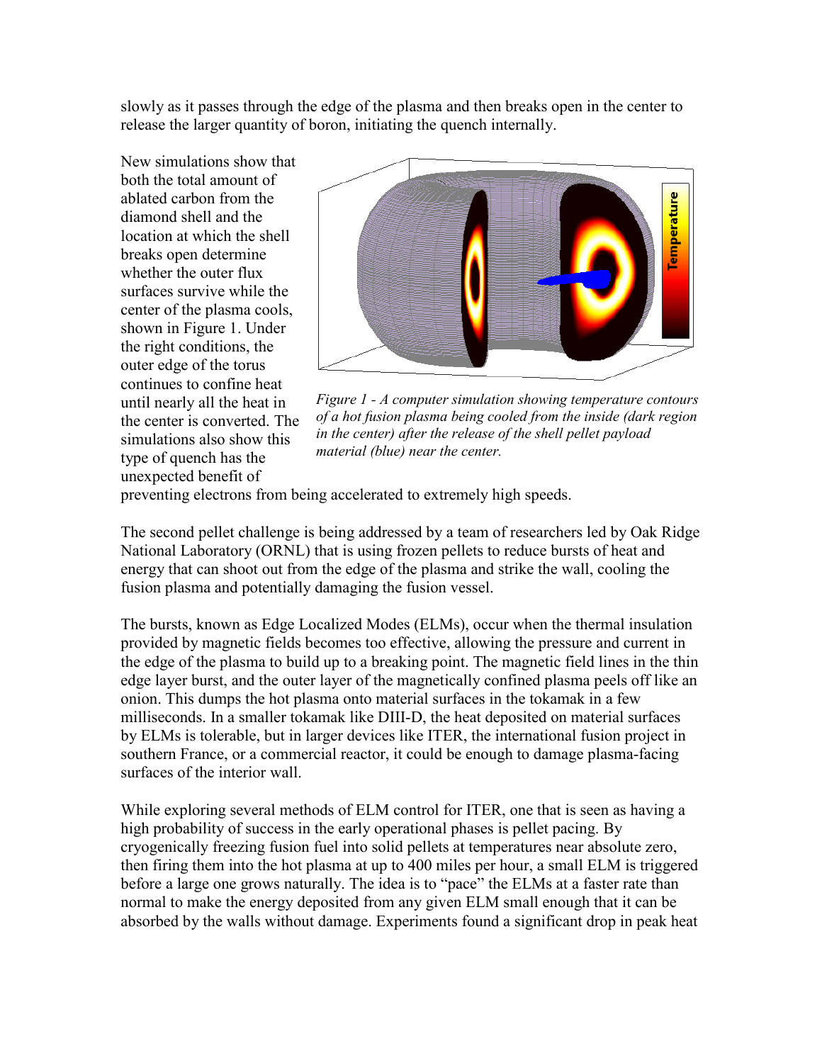slowly as it passes through the edge of the plasma and then breaks open in the center to release the larger quantity of boron, initiating the quench internally.

New simulations show that both the total amount of ablated carbon from the diamond shell and the location at which the shell breaks open determine whether the outer flux surfaces survive while the center of the plasma cools, shown in Figure 1. Under the right conditions, the outer edge of the torus continues to confine heat until nearly all the heat in the center is converted. The simulations also show this type of quench has the unexpected benefit of preventing electrons from being accelerated to extremely high speeds.

*Figure 1 - A computer simulation showing temperature contours of a hot fusion plasma being cooled from the inside (dark region in the center) after the release of the shell pellet payload material (blue) near the center.*

The second pellet challenge is being addressed by a team of researchers led by Oak Ridge National Laboratory (ORNL) that is using frozen pellets to reduce bursts of heat and energy that can shoot out from the edge of the plasma and strike the wall, cooling the fusion plasma and potentially damaging the fusion vessel.

The bursts, known as Edge Localized Modes (ELMs), occur when the thermal insulation provided by magnetic fields becomes too effective, allowing the pressure and current in the edge of the plasma to build up to a breaking point. The magnetic field lines in the thin edge layer burst, and the outer layer of the magnetically confined plasma peels off like an onion. This dumps the hot plasma onto material surfaces in the tokamak in a few milliseconds. In a smaller tokamak like DIII-D, the heat deposited on material surfaces by ELMs is tolerable, but in larger devices like ITER, the international fusion project in southern France, or a commercial reactor, it could be enough to damage plasma-facing surfaces of the interior wall.

While exploring several methods of ELM control for ITER, one that is seen as having a high probability of success in the early operational phases is pellet pacing. By cryogenically freezing fusion fuel into solid pellets at temperatures near absolute zero, then firing them into the hot plasma at up to 400 miles per hour, a small ELM is triggered before a large one grows naturally. The idea is to "pace" the ELMs at a faster rate than normal to make the energy deposited from any given ELM small enough that it can be absorbed by the walls without damage. Experiments found a significant drop in peak heat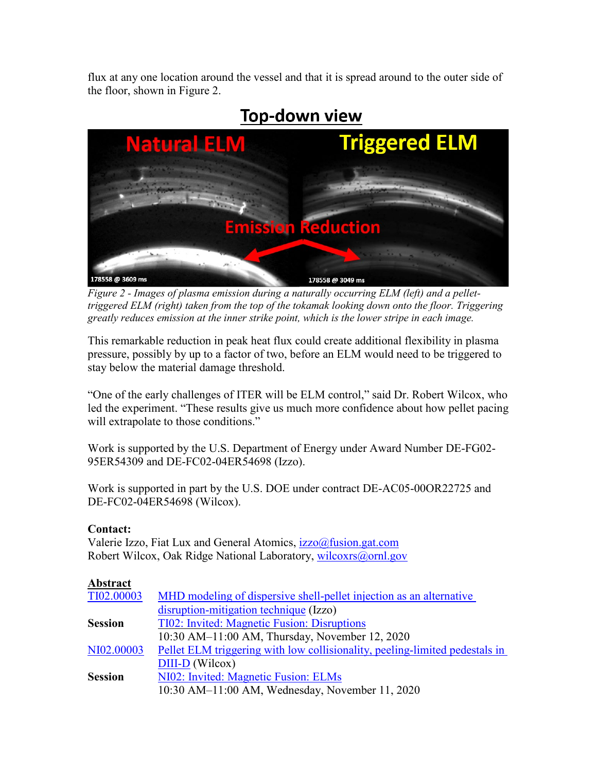flux at any one location around the vessel and that it is spread around to the outer side of the floor, shown in Figure 2.

Top-down view

Natural ELM

Triggered ELM

Emission Reduction

178558 @ 3609 ms

178558 @ 3049 ms

*Figure 2 - Images of plasma emission during a naturally occurring ELM (left) and a pellet-triggered ELM (right) taken from the top of the tokamak looking down onto the floor. Triggering greatly reduces emission at the inner strike point, which is the lower stripe in each image.*

This remarkable reduction in peak heat flux could create additional flexibility in plasma pressure, possibly by up to a factor of two, before an ELM would need to be triggered to stay below the material damage threshold.

"One of the early challenges of ITER will be ELM control," said Dr. Robert Wilcox, who led the experiment. "These results give us much more confidence about how pellet pacing will extrapolate to those conditions."

Work is supported by the U.S. Department of Energy under Award Number DE-FG02-95ER54309 and DE-FC02-04ER54698 (Izzo).

Work is supported in part by the U.S. DOE under contract DE-AC05-00OR22725 and DE-FC02-04ER54698 (Wilcox).

**Contact:**
Valerie Izzo, Fiat Lux and General Atomics, izzo@fusion.gat.com
Robert Wilcox, Oak Ridge National Laboratory, wilcoxrs@ornl.gov

| | |
|---|---|
| **Abstract** | |
| TI02.00003 | MHD modeling of dispersive shell-pellet injection as an alternative disruption-mitigation technique (Izzo) |
| **Session** | TI02: Invited: Magnetic Fusion: Disruptions<br>10:30 AM–11:00 AM, Thursday, November 12, 2020 |
| NI02.00003 | Pellet ELM triggering with low collisionality, peeling-limited pedestals in DIII-D (Wilcox) |
| **Session** | NI02: Invited: Magnetic Fusion: ELMs<br>10:30 AM–11:00 AM, Wednesday, November 11, 2020 |